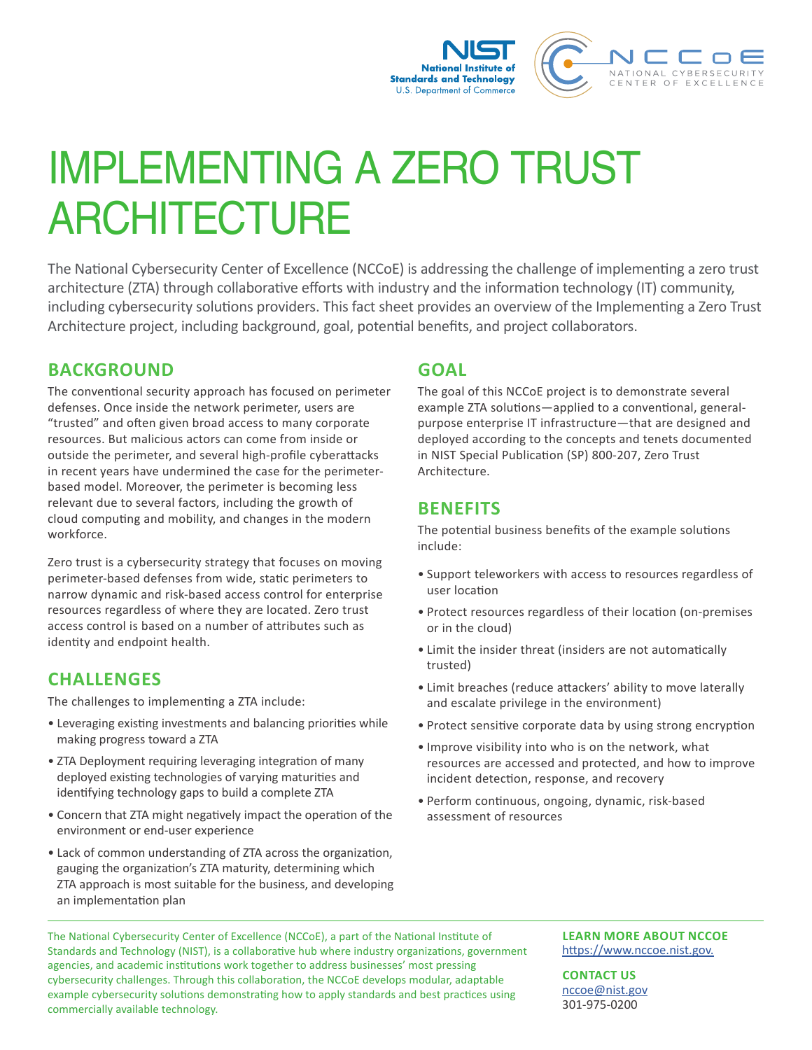# IMPLEMENTING A ZERO TRUST ARCHITECTURE

The National Cybersecurity Center of Excellence (NCCoE) is addressing the challenge of implementing a zero trust architecture (ZTA) through collaborative efforts with industry and the information technology (IT) community, including cybersecurity solutions providers. This fact sheet provides an overview of the Implementing a Zero Trust Architecture project, including background, goal, potential benefits, and project collaborators.

## BACKGROUND

The conventional security approach has focused on perimeter defenses. Once inside the network perimeter, users are "trusted" and often given broad access to many corporate resources. But malicious actors can come from inside or outside the perimeter, and several high-profile cyberattacks in recent years have undermined the case for the perimeter-based model. Moreover, the perimeter is becoming less relevant due to several factors, including the growth of cloud computing and mobility, and changes in the modern workforce.

Zero trust is a cybersecurity strategy that focuses on moving perimeter-based defenses from wide, static perimeters to narrow dynamic and risk-based access control for enterprise resources regardless of where they are located. Zero trust access control is based on a number of attributes such as identity and endpoint health.

## CHALLENGES

The challenges to implementing a ZTA include:

- Leveraging existing investments and balancing priorities while making progress toward a ZTA
- ZTA Deployment requiring leveraging integration of many deployed existing technologies of varying maturities and identifying technology gaps to build a complete ZTA
- Concern that ZTA might negatively impact the operation of the environment or end-user experience
- Lack of common understanding of ZTA across the organization, gauging the organization's ZTA maturity, determining which ZTA approach is most suitable for the business, and developing an implementation plan

## GOAL

The goal of this NCCoE project is to demonstrate several example ZTA solutions—applied to a conventional, general-purpose enterprise IT infrastructure—that are designed and deployed according to the concepts and tenets documented in NIST Special Publication (SP) 800-207, Zero Trust Architecture.

## BENEFITS

The potential business benefits of the example solutions include:

- Support teleworkers with access to resources regardless of user location
- Protect resources regardless of their location (on-premises or in the cloud)
- Limit the insider threat (insiders are not automatically trusted)
- Limit breaches (reduce attackers' ability to move laterally and escalate privilege in the environment)
- Protect sensitive corporate data by using strong encryption
- Improve visibility into who is on the network, what resources are accessed and protected, and how to improve incident detection, response, and recovery
- Perform continuous, ongoing, dynamic, risk-based assessment of resources

---

The National Cybersecurity Center of Excellence (NCCoE), a part of the National Institute of Standards and Technology (NIST), is a collaborative hub where industry organizations, government agencies, and academic institutions work together to address businesses' most pressing cybersecurity challenges. Through this collaboration, the NCCoE develops modular, adaptable example cybersecurity solutions demonstrating how to apply standards and best practices using commercially available technology.

**LEARN MORE ABOUT NCCOE**
https://www.nccoe.nist.gov.

**CONTACT US**
nccoe@nist.gov
301-975-0200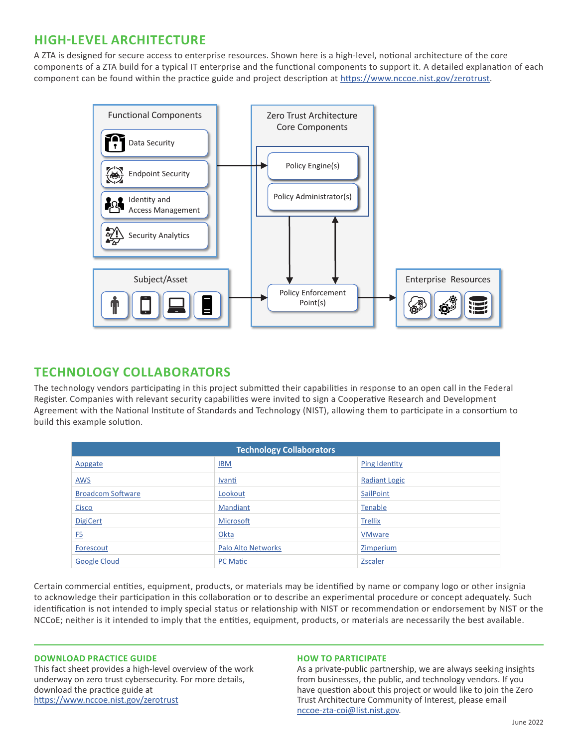## HIGH-LEVEL ARCHITECTURE

A ZTA is designed for secure access to enterprise resources. Shown here is a high-level, notional architecture of the core components of a ZTA build for a typical IT enterprise and the functional components to support it. A detailed explanation of each component can be found within the practice guide and project description at https://www.nccoe.nist.gov/zerotrust.

Functional Components

Data Security

Endpoint Security

Identity and Access Management

Security Analytics

Zero Trust Architecture Core Components

Policy Engine(s)

Policy Administrator(s)

Policy Enforcement Point(s)

Subject/Asset

Enterprise Resources

## TECHNOLOGY COLLABORATORS

The technology vendors participating in this project submitted their capabilities in response to an open call in the Federal Register. Companies with relevant security capabilities were invited to sign a Cooperative Research and Development Agreement with the National Institute of Standards and Technology (NIST), allowing them to participate in a consortium to build this example solution.

| Technology Collaborators | | |
|---|---|---|
| Appgate | IBM | Ping Identity |
| AWS | Ivanti | Radiant Logic |
| Broadcom Software | Lookout | SailPoint |
| Cisco | Mandiant | Tenable |
| DigiCert | Microsoft | Trellix |
| F5 | Okta | VMware |
| Forescout | Palo Alto Networks | Zimperium |
| Google Cloud | PC Matic | Zscaler |

Certain commercial entities, equipment, products, or materials may be identified by name or company logo or other insignia to acknowledge their participation in this collaboration or to describe an experimental procedure or concept adequately. Such identification is not intended to imply special status or relationship with NIST or recommendation or endorsement by NIST or the NCCoE; neither is it intended to imply that the entities, equipment, products, or materials are necessarily the best available.

### DOWNLOAD PRACTICE GUIDE

This fact sheet provides a high-level overview of the work underway on zero trust cybersecurity. For more details, download the practice guide at https://www.nccoe.nist.gov/zerotrust

### HOW TO PARTICIPATE

As a private-public partnership, we are always seeking insights from businesses, the public, and technology vendors. If you have question about this project or would like to join the Zero Trust Architecture Community of Interest, please email nccoe-zta-coi@list.nist.gov.

June 2022